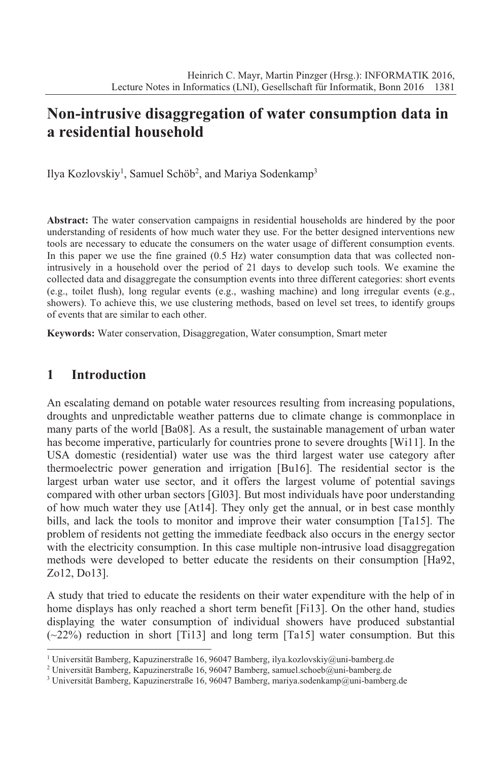# Non-intrusive disaggregation of water consumption data in a residential household

Ilya Kozlovskiy[1], Samuel Schöb[2], and Mariya Sodenkamp[3]

**Abstract:** The water conservation campaigns in residential households are hindered by the poor understanding of residents of how much water they use. For the better designed interventions new tools are necessary to educate the consumers on the water usage of different consumption events. In this paper we use the fine grained (0.5 Hz) water consumption data that was collected non-intrusively in a household over the period of 21 days to develop such tools. We examine the collected data and disaggregate the consumption events into three different categories: short events (e.g., toilet flush), long regular events (e.g., washing machine) and long irregular events (e.g., showers). To achieve this, we use clustering methods, based on level set trees, to identify groups of events that are similar to each other.

**Keywords:** Water conservation, Disaggregation, Water consumption, Smart meter

## 1 Introduction

An escalating demand on potable water resources resulting from increasing populations, droughts and unpredictable weather patterns due to climate change is commonplace in many parts of the world [Ba08]. As a result, the sustainable management of urban water has become imperative, particularly for countries prone to severe droughts [Wi11]. In the USA domestic (residential) water use was the third largest water use category after thermoelectric power generation and irrigation [Bu16]. The residential sector is the largest urban water use sector, and it offers the largest volume of potential savings compared with other urban sectors [Gl03]. But most individuals have poor understanding of how much water they use [At14]. They only get the annual, or in best case monthly bills, and lack the tools to monitor and improve their water consumption [Ta15]. The problem of residents not getting the immediate feedback also occurs in the energy sector with the electricity consumption. In this case multiple non-intrusive load disaggregation methods were developed to better educate the residents on their consumption [Ha92, Zo12, Do13].

A study that tried to educate the residents on their water expenditure with the help of in home displays has only reached a short term benefit [Fi13]. On the other hand, studies displaying the water consumption of individual showers have produced substantial (~22%) reduction in short [Ti13] and long term [Ta15] water consumption. But this

[1] Universität Bamberg, Kapuzinerstraße 16, 96047 Bamberg, ilya.kozlovskiy@uni-bamberg.de

[2] Universität Bamberg, Kapuzinerstraße 16, 96047 Bamberg, samuel.schoeb@uni-bamberg.de

[3] Universität Bamberg, Kapuzinerstraße 16, 96047 Bamberg, mariya.sodenkamp@uni-bamberg.de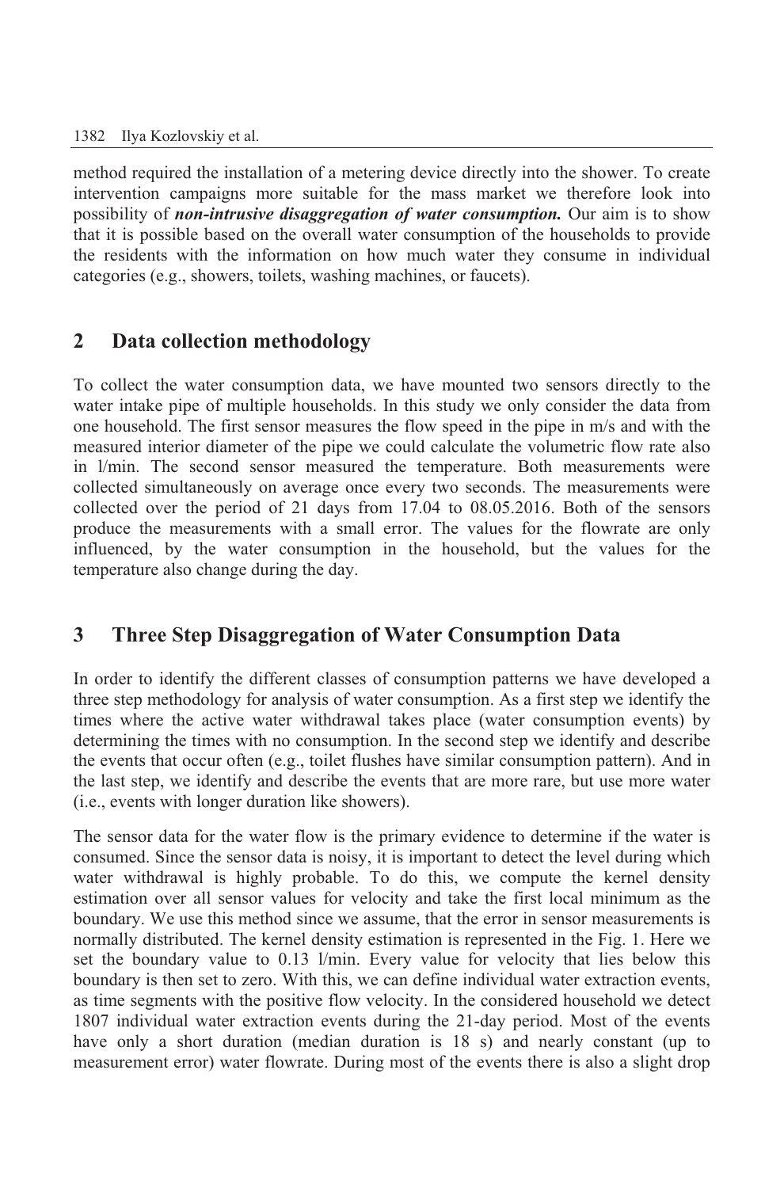method required the installation of a metering device directly into the shower. To create intervention campaigns more suitable for the mass market we therefore look into possibility of ***non-intrusive disaggregation of water consumption.*** Our aim is to show that it is possible based on the overall water consumption of the households to provide the residents with the information on how much water they consume in individual categories (e.g., showers, toilets, washing machines, or faucets).

## 2 Data collection methodology

To collect the water consumption data, we have mounted two sensors directly to the water intake pipe of multiple households. In this study we only consider the data from one household. The first sensor measures the flow speed in the pipe in m/s and with the measured interior diameter of the pipe we could calculate the volumetric flow rate also in l/min. The second sensor measured the temperature. Both measurements were collected simultaneously on average once every two seconds. The measurements were collected over the period of 21 days from 17.04 to 08.05.2016. Both of the sensors produce the measurements with a small error. The values for the flowrate are only influenced, by the water consumption in the household, but the values for the temperature also change during the day.

## 3 Three Step Disaggregation of Water Consumption Data

In order to identify the different classes of consumption patterns we have developed a three step methodology for analysis of water consumption. As a first step we identify the times where the active water withdrawal takes place (water consumption events) by determining the times with no consumption. In the second step we identify and describe the events that occur often (e.g., toilet flushes have similar consumption pattern). And in the last step, we identify and describe the events that are more rare, but use more water (i.e., events with longer duration like showers).

The sensor data for the water flow is the primary evidence to determine if the water is consumed. Since the sensor data is noisy, it is important to detect the level during which water withdrawal is highly probable. To do this, we compute the kernel density estimation over all sensor values for velocity and take the first local minimum as the boundary. We use this method since we assume, that the error in sensor measurements is normally distributed. The kernel density estimation is represented in the Fig. 1. Here we set the boundary value to 0.13 l/min. Every value for velocity that lies below this boundary is then set to zero. With this, we can define individual water extraction events, as time segments with the positive flow velocity. In the considered household we detect 1807 individual water extraction events during the 21-day period. Most of the events have only a short duration (median duration is 18 s) and nearly constant (up to measurement error) water flowrate. During most of the events there is also a slight drop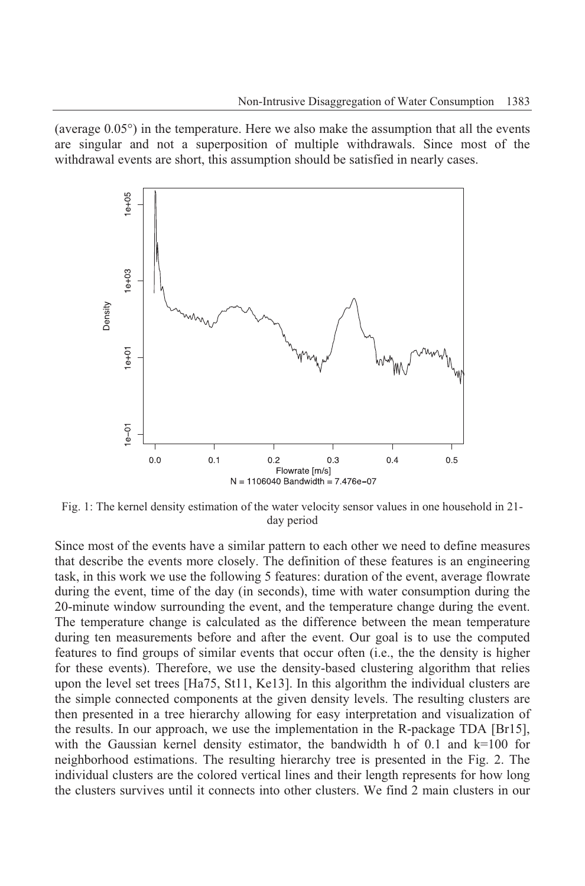(average 0.05°) in the temperature. Here we also make the assumption that all the events are singular and not a superposition of multiple withdrawals. Since most of the withdrawal events are short, this assumption should be satisfied in nearly cases.

Fig. 1: The kernel density estimation of the water velocity sensor values in one household in 21-day period

Since most of the events have a similar pattern to each other we need to define measures that describe the events more closely. The definition of these features is an engineering task, in this work we use the following 5 features: duration of the event, average flowrate during the event, time of the day (in seconds), time with water consumption during the 20-minute window surrounding the event, and the temperature change during the event. The temperature change is calculated as the difference between the mean temperature during ten measurements before and after the event. Our goal is to use the computed features to find groups of similar events that occur often (i.e., the the density is higher for these events). Therefore, we use the density-based clustering algorithm that relies upon the level set trees [Ha75, St11, Ke13]. In this algorithm the individual clusters are the simple connected components at the given density levels. The resulting clusters are then presented in a tree hierarchy allowing for easy interpretation and visualization of the results. In our approach, we use the implementation in the R-package TDA [Br15], with the Gaussian kernel density estimator, the bandwidth h of 0.1 and k=100 for neighborhood estimations. The resulting hierarchy tree is presented in the Fig. 2. The individual clusters are the colored vertical lines and their length represents for how long the clusters survives until it connects into other clusters. We find 2 main clusters in our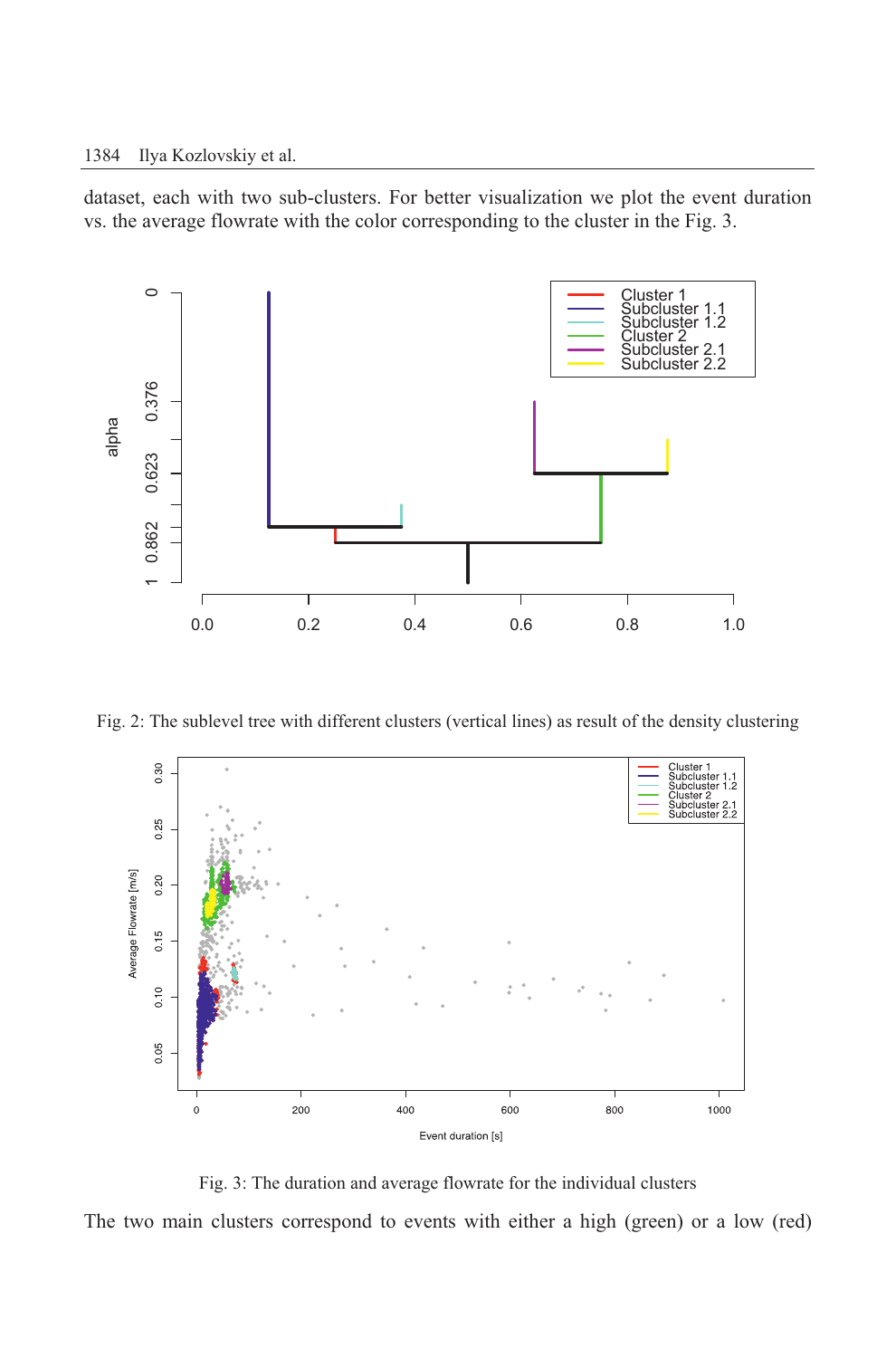dataset, each with two sub-clusters. For better visualization we plot the event duration vs. the average flowrate with the color corresponding to the cluster in the Fig. 3.

Fig. 2: The sublevel tree with different clusters (vertical lines) as result of the density clustering

Fig. 3: The duration and average flowrate for the individual clusters

The two main clusters correspond to events with either a high (green) or a low (red)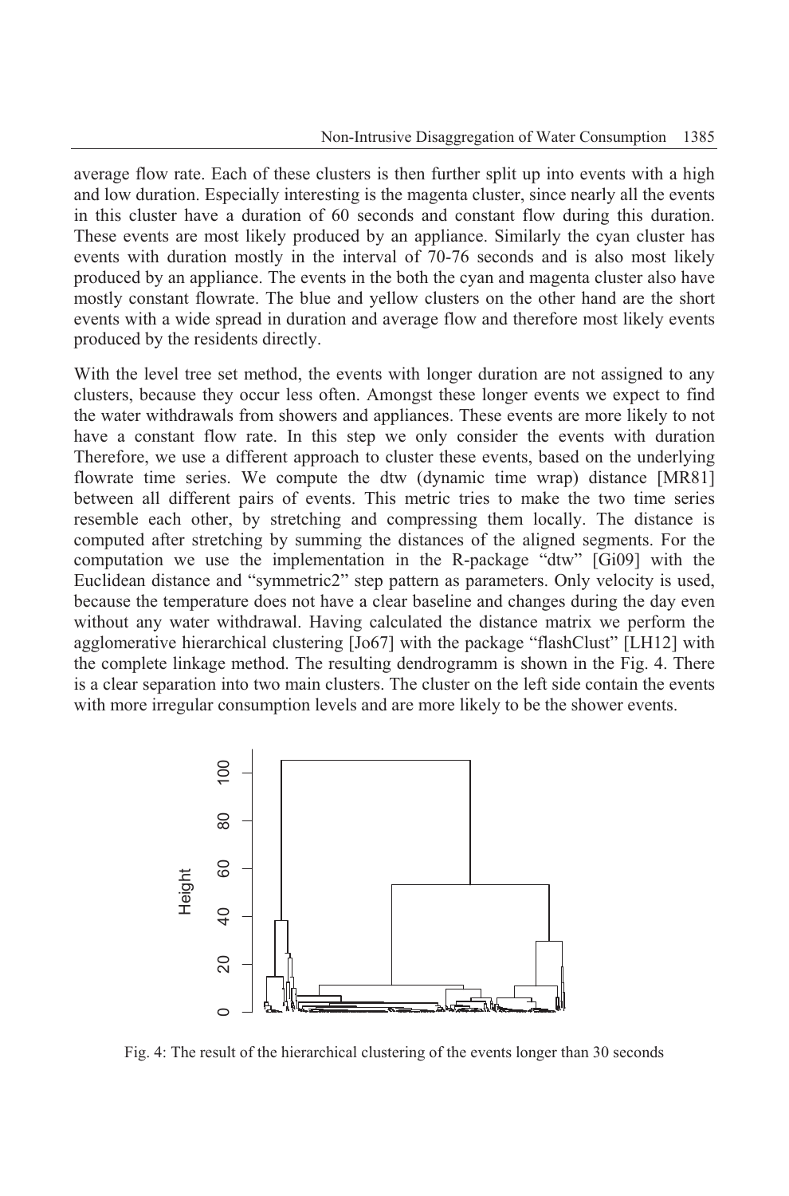average flow rate. Each of these clusters is then further split up into events with a high and low duration. Especially interesting is the magenta cluster, since nearly all the events in this cluster have a duration of 60 seconds and constant flow during this duration. These events are most likely produced by an appliance. Similarly the cyan cluster has events with duration mostly in the interval of 70-76 seconds and is also most likely produced by an appliance. The events in the both the cyan and magenta cluster also have mostly constant flowrate. The blue and yellow clusters on the other hand are the short events with a wide spread in duration and average flow and therefore most likely events produced by the residents directly.

With the level tree set method, the events with longer duration are not assigned to any clusters, because they occur less often. Amongst these longer events we expect to find the water withdrawals from showers and appliances. These events are more likely to not have a constant flow rate. In this step we only consider the events with duration Therefore, we use a different approach to cluster these events, based on the underlying flowrate time series. We compute the dtw (dynamic time wrap) distance [MR81] between all different pairs of events. This metric tries to make the two time series resemble each other, by stretching and compressing them locally. The distance is computed after stretching by summing the distances of the aligned segments. For the computation we use the implementation in the R-package "dtw" [Gi09] with the Euclidean distance and "symmetric2" step pattern as parameters. Only velocity is used, because the temperature does not have a clear baseline and changes during the day even without any water withdrawal. Having calculated the distance matrix we perform the agglomerative hierarchical clustering [Jo67] with the package "flashClust" [LH12] with the complete linkage method. The resulting dendrogramm is shown in the Fig. 4. There is a clear separation into two main clusters. The cluster on the left side contain the events with more irregular consumption levels and are more likely to be the shower events.

Fig. 4: The result of the hierarchical clustering of the events longer than 30 seconds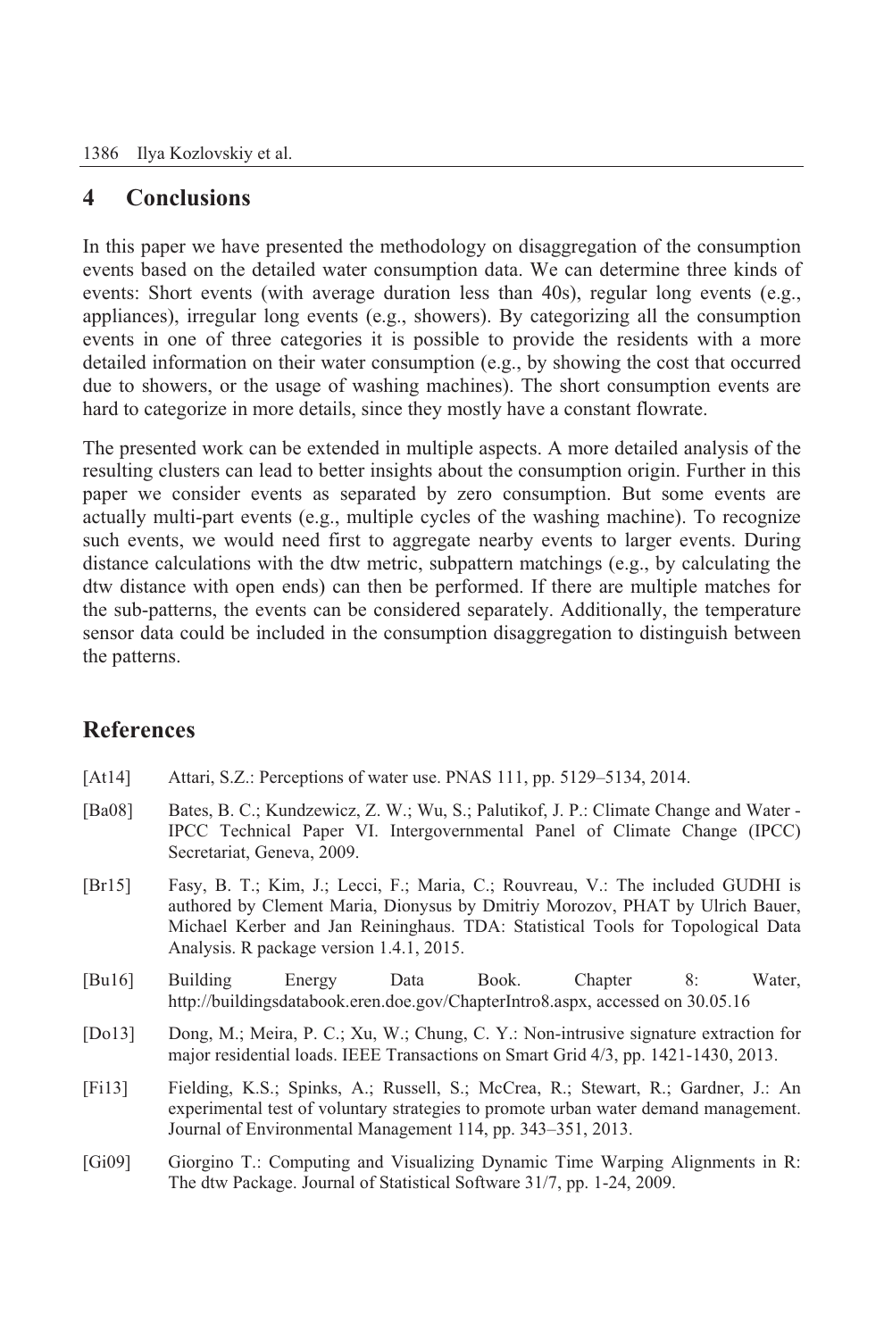## 4 Conclusions

In this paper we have presented the methodology on disaggregation of the consumption events based on the detailed water consumption data. We can determine three kinds of events: Short events (with average duration less than 40s), regular long events (e.g., appliances), irregular long events (e.g., showers). By categorizing all the consumption events in one of three categories it is possible to provide the residents with a more detailed information on their water consumption (e.g., by showing the cost that occurred due to showers, or the usage of washing machines). The short consumption events are hard to categorize in more details, since they mostly have a constant flowrate.

The presented work can be extended in multiple aspects. A more detailed analysis of the resulting clusters can lead to better insights about the consumption origin. Further in this paper we consider events as separated by zero consumption. But some events are actually multi-part events (e.g., multiple cycles of the washing machine). To recognize such events, we would need first to aggregate nearby events to larger events. During distance calculations with the dtw metric, subpattern matchings (e.g., by calculating the dtw distance with open ends) can then be performed. If there are multiple matches for the sub-patterns, the events can be considered separately. Additionally, the temperature sensor data could be included in the consumption disaggregation to distinguish between the patterns.

## References

[At14] Attari, S.Z.: Perceptions of water use. PNAS 111, pp. 5129–5134, 2014.

[Ba08] Bates, B. C.; Kundzewicz, Z. W.; Wu, S.; Palutikof, J. P.: Climate Change and Water - IPCC Technical Paper VI. Intergovernmental Panel of Climate Change (IPCC) Secretariat, Geneva, 2009.

[Br15] Fasy, B. T.; Kim, J.; Lecci, F.; Maria, C.; Rouvreau, V.: The included GUDHI is authored by Clement Maria, Dionysus by Dmitriy Morozov, PHAT by Ulrich Bauer, Michael Kerber and Jan Reininghaus. TDA: Statistical Tools for Topological Data Analysis. R package version 1.4.1, 2015.

[Bu16] Building Energy Data Book. Chapter 8: Water, http://buildingsdatabook.eren.doe.gov/ChapterIntro8.aspx, accessed on 30.05.16

[Do13] Dong, M.; Meira, P. C.; Xu, W.; Chung, C. Y.: Non-intrusive signature extraction for major residential loads. IEEE Transactions on Smart Grid 4/3, pp. 1421-1430, 2013.

[Fi13] Fielding, K.S.; Spinks, A.; Russell, S.; McCrea, R.; Stewart, R.; Gardner, J.: An experimental test of voluntary strategies to promote urban water demand management. Journal of Environmental Management 114, pp. 343–351, 2013.

[Gi09] Giorgino T.: Computing and Visualizing Dynamic Time Warping Alignments in R: The dtw Package. Journal of Statistical Software 31/7, pp. 1-24, 2009.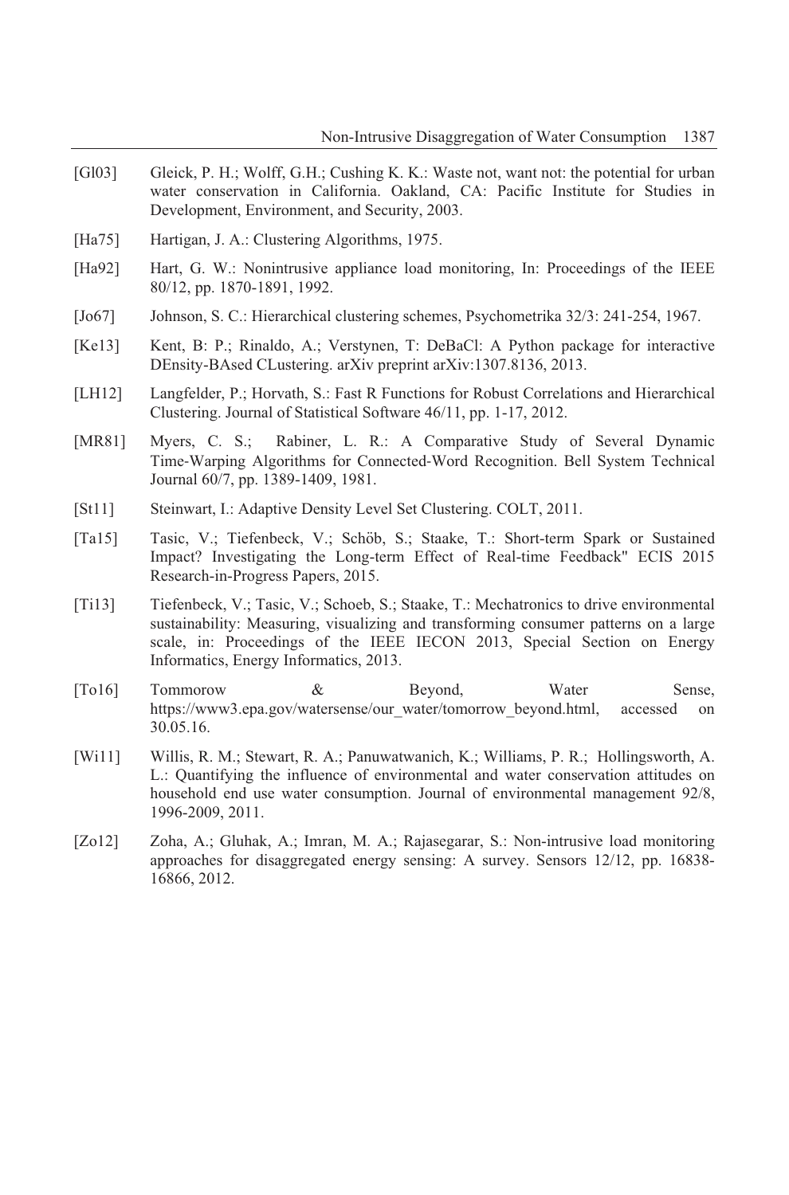[Gl03] Gleick, P. H.; Wolff, G.H.; Cushing K. K.: Waste not, want not: the potential for urban water conservation in California. Oakland, CA: Pacific Institute for Studies in Development, Environment, and Security, 2003.

[Ha75] Hartigan, J. A.: Clustering Algorithms, 1975.

[Ha92] Hart, G. W.: Nonintrusive appliance load monitoring, In: Proceedings of the IEEE 80/12, pp. 1870-1891, 1992.

[Jo67] Johnson, S. C.: Hierarchical clustering schemes, Psychometrika 32/3: 241-254, 1967.

[Ke13] Kent, B: P.; Rinaldo, A.; Verstynen, T: DeBaCl: A Python package for interactive DEnsity-BAsed CLustering. arXiv preprint arXiv:1307.8136, 2013.

[LH12] Langfelder, P.; Horvath, S.: Fast R Functions for Robust Correlations and Hierarchical Clustering. Journal of Statistical Software 46/11, pp. 1-17, 2012.

[MR81] Myers, C. S.; Rabiner, L. R.: A Comparative Study of Several Dynamic Time-Warping Algorithms for Connected-Word Recognition. Bell System Technical Journal 60/7, pp. 1389-1409, 1981.

[St11] Steinwart, I.: Adaptive Density Level Set Clustering. COLT, 2011.

[Ta15] Tasic, V.; Tiefenbeck, V.; Schöb, S.; Staake, T.: Short-term Spark or Sustained Impact? Investigating the Long-term Effect of Real-time Feedback" ECIS 2015 Research-in-Progress Papers, 2015.

[Ti13] Tiefenbeck, V.; Tasic, V.; Schoeb, S.; Staake, T.: Mechatronics to drive environmental sustainability: Measuring, visualizing and transforming consumer patterns on a large scale, in: Proceedings of the IEEE IECON 2013, Special Section on Energy Informatics, Energy Informatics, 2013.

[To16] Tommorow & Beyond, Water Sense, https://www3.epa.gov/watersense/our_water/tomorrow_beyond.html, accessed on 30.05.16.

[Wi11] Willis, R. M.; Stewart, R. A.; Panuwatwanich, K.; Williams, P. R.; Hollingsworth, A. L.: Quantifying the influence of environmental and water conservation attitudes on household end use water consumption. Journal of environmental management 92/8, 1996-2009, 2011.

[Zo12] Zoha, A.; Gluhak, A.; Imran, M. A.; Rajasegarar, S.: Non-intrusive load monitoring approaches for disaggregated energy sensing: A survey. Sensors 12/12, pp. 16838-16866, 2012.